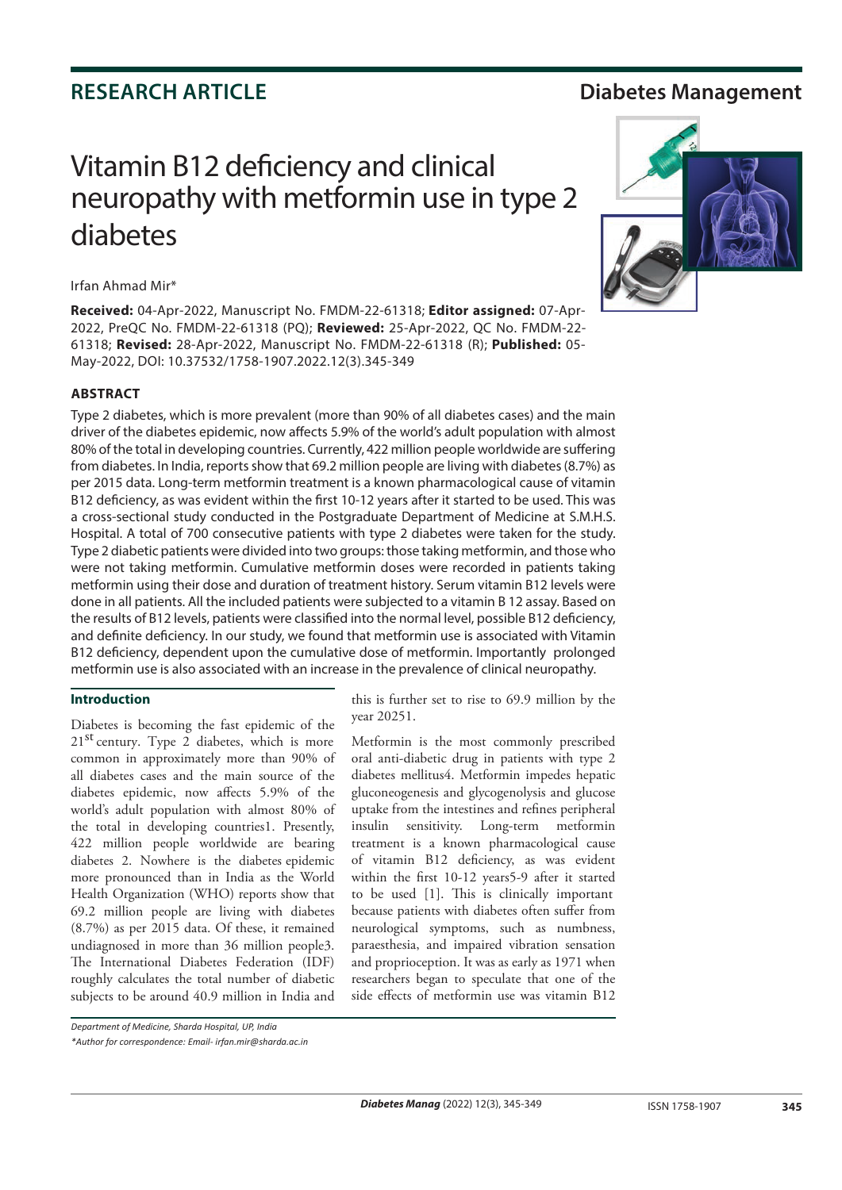RESEARCH ARTICLE

Diabetes Management

# Vitamin B12 deficiency and clinical neuropathy with metformin use in type 2 diabetes

Irfan Ahmad Mir*

**Received:** 04-Apr-2022, Manuscript No. FMDM-22-61318; **Editor assigned:** 07-Apr-2022, PreQC No. FMDM-22-61318 (PQ); **Reviewed:** 25-Apr-2022, QC No. FMDM-22-61318; **Revised:** 28-Apr-2022, Manuscript No. FMDM-22-61318 (R); **Published:** 05-May-2022, DOI: 10.37532/1758-1907.2022.12(3).345-349

## ABSTRACT

Type 2 diabetes, which is more prevalent (more than 90% of all diabetes cases) and the main driver of the diabetes epidemic, now affects 5.9% of the world's adult population with almost 80% of the total in developing countries. Currently, 422 million people worldwide are suffering from diabetes. In India, reports show that 69.2 million people are living with diabetes (8.7%) as per 2015 data. Long-term metformin treatment is a known pharmacological cause of vitamin B12 deficiency, as was evident within the first 10-12 years after it started to be used. This was a cross-sectional study conducted in the Postgraduate Department of Medicine at S.M.H.S. Hospital. A total of 700 consecutive patients with type 2 diabetes were taken for the study. Type 2 diabetic patients were divided into two groups: those taking metformin, and those who were not taking metformin. Cumulative metformin doses were recorded in patients taking metformin using their dose and duration of treatment history. Serum vitamin B12 levels were done in all patients. All the included patients were subjected to a vitamin B 12 assay. Based on the results of B12 levels, patients were classified into the normal level, possible B12 deficiency, and definite deficiency. In our study, we found that metformin use is associated with Vitamin B12 deficiency, dependent upon the cumulative dose of metformin. Importantly prolonged metformin use is also associated with an increase in the prevalence of clinical neuropathy.

## Introduction

Diabetes is becoming the fast epidemic of the 21st century. Type 2 diabetes, which is more common in approximately more than 90% of all diabetes cases and the main source of the diabetes epidemic, now affects 5.9% of the world's adult population with almost 80% of the total in developing countries1. Presently, 422 million people worldwide are bearing diabetes 2. Nowhere is the diabetes epidemic more pronounced than in India as the World Health Organization (WHO) reports show that 69.2 million people are living with diabetes (8.7%) as per 2015 data. Of these, it remained undiagnosed in more than 36 million people3. The International Diabetes Federation (IDF) roughly calculates the total number of diabetic subjects to be around 40.9 million in India and this is further set to rise to 69.9 million by the year 20251.

Metformin is the most commonly prescribed oral anti-diabetic drug in patients with type 2 diabetes mellitus4. Metformin impedes hepatic gluconeogenesis and glycogenolysis and glucose uptake from the intestines and refines peripheral insulin sensitivity. Long-term metformin treatment is a known pharmacological cause of vitamin B12 deficiency, as was evident within the first 10-12 years5-9 after it started to be used [1]. This is clinically important because patients with diabetes often suffer from neurological symptoms, such as numbness, paraesthesia, and impaired vibration sensation and proprioception. It was as early as 1971 when researchers began to speculate that one of the side effects of metformin use was vitamin B12

*Department of Medicine, Sharda Hospital, UP, India*

*\*Author for correspondence: Email- irfan.mir@sharda.ac.in*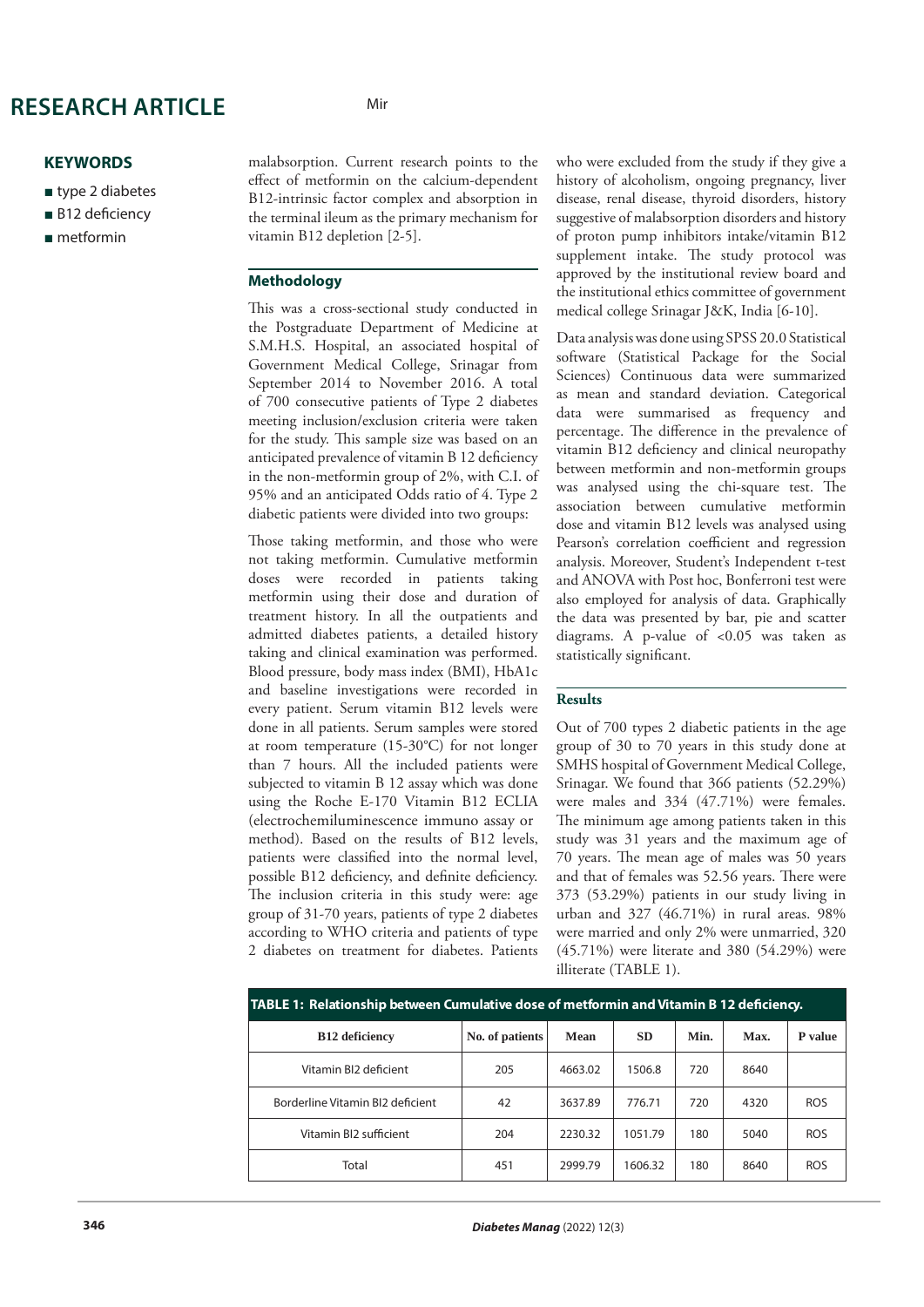## KEYWORDS

- type 2 diabetes
- B12 deficiency
- metformin

malabsorption. Current research points to the effect of metformin on the calcium-dependent B12-intrinsic factor complex and absorption in the terminal ileum as the primary mechanism for vitamin B12 depletion [2-5].

## Methodology

This was a cross-sectional study conducted in the Postgraduate Department of Medicine at S.M.H.S. Hospital, an associated hospital of Government Medical College, Srinagar from September 2014 to November 2016. A total of 700 consecutive patients of Type 2 diabetes meeting inclusion/exclusion criteria were taken for the study. This sample size was based on an anticipated prevalence of vitamin B 12 deficiency in the non-metformin group of 2%, with C.I. of 95% and an anticipated Odds ratio of 4. Type 2 diabetic patients were divided into two groups:

Those taking metformin, and those who were not taking metformin. Cumulative metformin doses were recorded in patients taking metformin using their dose and duration of treatment history. In all the outpatients and admitted diabetes patients, a detailed history taking and clinical examination was performed. Blood pressure, body mass index (BMI), HbA1c and baseline investigations were recorded in every patient. Serum vitamin B12 levels were done in all patients. Serum samples were stored at room temperature (15-30°C) for not longer than 7 hours. All the included patients were subjected to vitamin B 12 assay which was done using the Roche E-170 Vitamin B12 ECLIA (electrochemiluminescence immuno assay or method). Based on the results of B12 levels, patients were classified into the normal level, possible B12 deficiency, and definite deficiency. The inclusion criteria in this study were: age group of 31-70 years, patients of type 2 diabetes according to WHO criteria and patients of type 2 diabetes on treatment for diabetes. Patients who were excluded from the study if they give a history of alcoholism, ongoing pregnancy, liver disease, renal disease, thyroid disorders, history suggestive of malabsorption disorders and history of proton pump inhibitors intake/vitamin B12 supplement intake. The study protocol was approved by the institutional review board and the institutional ethics committee of government medical college Srinagar J&K, India [6-10].

Data analysis was done using SPSS 20.0 Statistical software (Statistical Package for the Social Sciences) Continuous data were summarized as mean and standard deviation. Categorical data were summarised as frequency and percentage. The difference in the prevalence of vitamin B12 deficiency and clinical neuropathy between metformin and non-metformin groups was analysed using the chi-square test. The association between cumulative metformin dose and vitamin B12 levels was analysed using Pearson's correlation coefficient and regression analysis. Moreover, Student's Independent t-test and ANOVA with Post hoc, Bonferroni test were also employed for analysis of data. Graphically the data was presented by bar, pie and scatter diagrams. A p-value of <0.05 was taken as statistically significant.

## Results

Out of 700 types 2 diabetic patients in the age group of 30 to 70 years in this study done at SMHS hospital of Government Medical College, Srinagar. We found that 366 patients (52.29%) were males and 334 (47.71%) were females. The minimum age among patients taken in this study was 31 years and the maximum age of 70 years. The mean age of males was 50 years and that of females was 52.56 years. There were 373 (53.29%) patients in our study living in urban and 327 (46.71%) in rural areas. 98% were married and only 2% were unmarried, 320 (45.71%) were literate and 380 (54.29%) were illiterate (TABLE 1).

**TABLE 1: Relationship between Cumulative dose of metformin and Vitamin B 12 deficiency.**

| B12 deficiency | No. of patients | Mean | SD | Min. | Max. | P value |
|---|---|---|---|---|---|---|
| Vitamin BI2 deficient | 205 | 4663.02 | 1506.8 | 720 | 8640 | |
| Borderline Vitamin BI2 deficient | 42 | 3637.89 | 776.71 | 720 | 4320 | ROS |
| Vitamin BI2 sufficient | 204 | 2230.32 | 1051.79 | 180 | 5040 | ROS |
| Total | 451 | 2999.79 | 1606.32 | 180 | 8640 | ROS |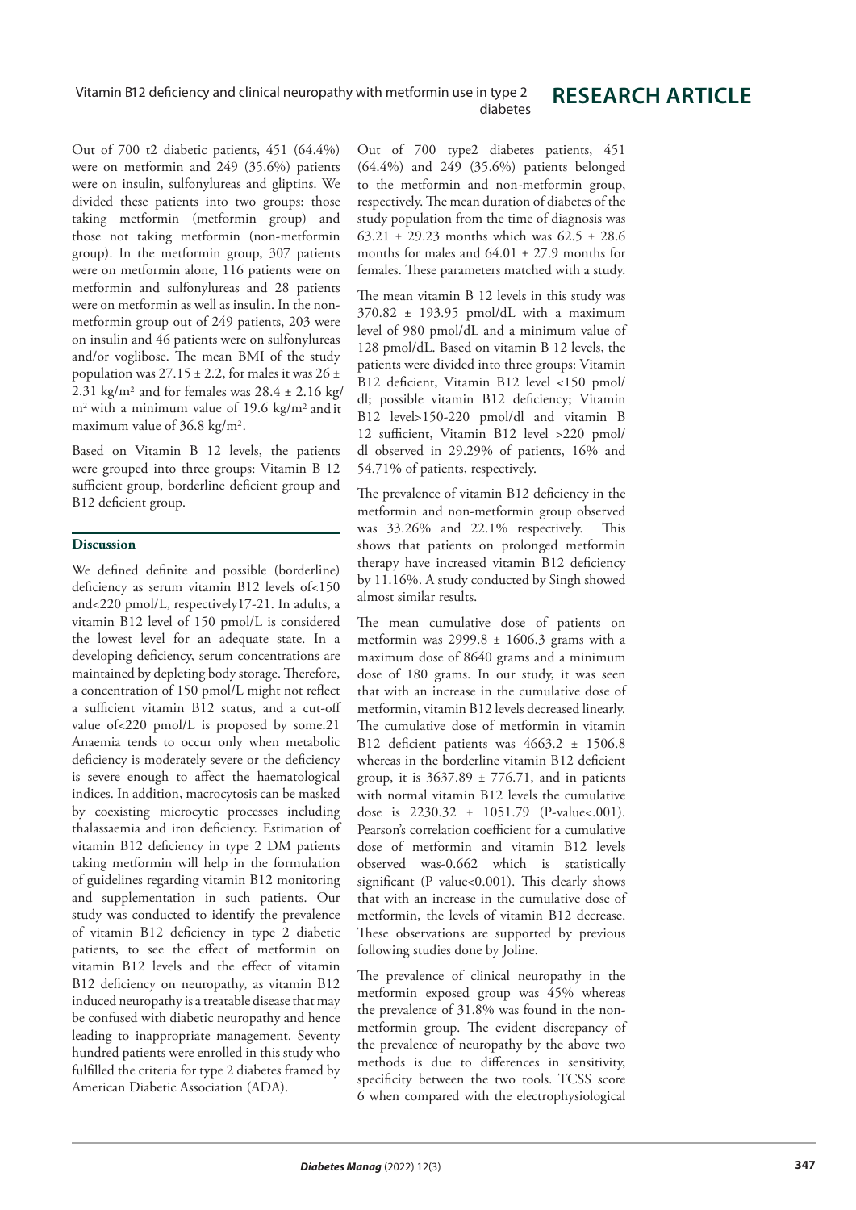Out of 700 t2 diabetic patients, 451 (64.4%) were on metformin and 249 (35.6%) patients were on insulin, sulfonylureas and gliptins. We divided these patients into two groups: those taking metformin (metformin group) and those not taking metformin (non-metformin group). In the metformin group, 307 patients were on metformin alone, 116 patients were on metformin and sulfonylureas and 28 patients were on metformin as well as insulin. In the non-metformin group out of 249 patients, 203 were on insulin and 46 patients were on sulfonylureas and/or voglibose. The mean BMI of the study population was 27.15 ± 2.2, for males it was 26 ± 2.31 kg/m$^2$ and for females was 28.4 ± 2.16 kg/m$^2$ with a minimum value of 19.6 kg/m$^2$ and it maximum value of 36.8 kg/m$^2$.

Based on Vitamin B 12 levels, the patients were grouped into three groups: Vitamin B 12 sufficient group, borderline deficient group and B12 deficient group.

## Discussion

We defined definite and possible (borderline) deficiency as serum vitamin B12 levels of<150 and<220 pmol/L, respectively17-21. In adults, a vitamin B12 level of 150 pmol/L is considered the lowest level for an adequate state. In a developing deficiency, serum concentrations are maintained by depleting body storage. Therefore, a concentration of 150 pmol/L might not reflect a sufficient vitamin B12 status, and a cut-off value of<220 pmol/L is proposed by some.21 Anaemia tends to occur only when metabolic deficiency is moderately severe or the deficiency is severe enough to affect the haematological indices. In addition, macrocytosis can be masked by coexisting microcytic processes including thalassaemia and iron deficiency. Estimation of vitamin B12 deficiency in type 2 DM patients taking metformin will help in the formulation of guidelines regarding vitamin B12 monitoring and supplementation in such patients. Our study was conducted to identify the prevalence of vitamin B12 deficiency in type 2 diabetic patients, to see the effect of metformin on vitamin B12 levels and the effect of vitamin B12 deficiency on neuropathy, as vitamin B12 induced neuropathy is a treatable disease that may be confused with diabetic neuropathy and hence leading to inappropriate management. Seventy hundred patients were enrolled in this study who fulfilled the criteria for type 2 diabetes framed by American Diabetic Association (ADA).

Out of 700 type2 diabetes patients, 451 (64.4%) and 249 (35.6%) patients belonged to the metformin and non-metformin group, respectively. The mean duration of diabetes of the study population from the time of diagnosis was 63.21 ± 29.23 months which was 62.5 ± 28.6 months for males and 64.01 ± 27.9 months for females. These parameters matched with a study.

The mean vitamin B 12 levels in this study was 370.82 ± 193.95 pmol/dL with a maximum level of 980 pmol/dL and a minimum value of 128 pmol/dL. Based on vitamin B 12 levels, the patients were divided into three groups: Vitamin B12 deficient, Vitamin B12 level <150 pmol/dl; possible vitamin B12 deficiency; Vitamin B12 level>150-220 pmol/dl and vitamin B 12 sufficient, Vitamin B12 level >220 pmol/dl observed in 29.29% of patients, 16% and 54.71% of patients, respectively.

The prevalence of vitamin B12 deficiency in the metformin and non-metformin group observed was 33.26% and 22.1% respectively. This shows that patients on prolonged metformin therapy have increased vitamin B12 deficiency by 11.16%. A study conducted by Singh showed almost similar results.

The mean cumulative dose of patients on metformin was 2999.8 ± 1606.3 grams with a maximum dose of 8640 grams and a minimum dose of 180 grams. In our study, it was seen that with an increase in the cumulative dose of metformin, vitamin B12 levels decreased linearly. The cumulative dose of metformin in vitamin B12 deficient patients was 4663.2 ± 1506.8 whereas in the borderline vitamin B12 deficient group, it is 3637.89 ± 776.71, and in patients with normal vitamin B12 levels the cumulative dose is 2230.32 ± 1051.79 (P-value<.001). Pearson's correlation coefficient for a cumulative dose of metformin and vitamin B12 levels observed was-0.662 which is statistically significant (P value<0.001). This clearly shows that with an increase in the cumulative dose of metformin, the levels of vitamin B12 decrease. These observations are supported by previous following studies done by Joline.

The prevalence of clinical neuropathy in the metformin exposed group was 45% whereas the prevalence of 31.8% was found in the non-metformin group. The evident discrepancy of the prevalence of neuropathy by the above two methods is due to differences in sensitivity, specificity between the two tools. TCSS score 6 when compared with the electrophysiological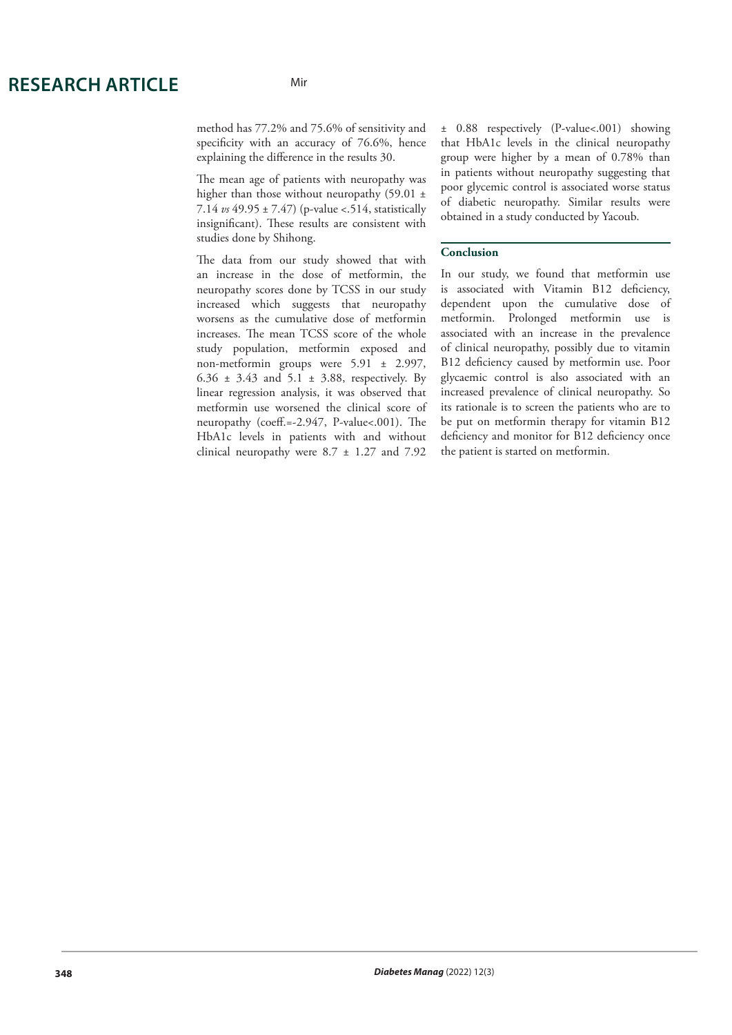method has 77.2% and 75.6% of sensitivity and specificity with an accuracy of 76.6%, hence explaining the difference in the results 30.

The mean age of patients with neuropathy was higher than those without neuropathy (59.01 ± 7.14 *vs* 49.95 ± 7.47) (p-value <.514, statistically insignificant). These results are consistent with studies done by Shihong.

The data from our study showed that with an increase in the dose of metformin, the neuropathy scores done by TCSS in our study increased which suggests that neuropathy worsens as the cumulative dose of metformin increases. The mean TCSS score of the whole study population, metformin exposed and non-metformin groups were 5.91 ± 2.997, 6.36 ± 3.43 and 5.1 ± 3.88, respectively. By linear regression analysis, it was observed that metformin use worsened the clinical score of neuropathy (coeff.=-2.947, P-value<.001). The HbA1c levels in patients with and without clinical neuropathy were 8.7 ± 1.27 and 7.92 ± 0.88 respectively (P-value<.001) showing that HbA1c levels in the clinical neuropathy group were higher by a mean of 0.78% than in patients without neuropathy suggesting that poor glycemic control is associated worse status of diabetic neuropathy. Similar results were obtained in a study conducted by Yacoub.

## Conclusion

In our study, we found that metformin use is associated with Vitamin B12 deficiency, dependent upon the cumulative dose of metformin. Prolonged metformin use is associated with an increase in the prevalence of clinical neuropathy, possibly due to vitamin B12 deficiency caused by metformin use. Poor glycaemic control is also associated with an increased prevalence of clinical neuropathy. So its rationale is to screen the patients who are to be put on metformin therapy for vitamin B12 deficiency and monitor for B12 deficiency once the patient is started on metformin.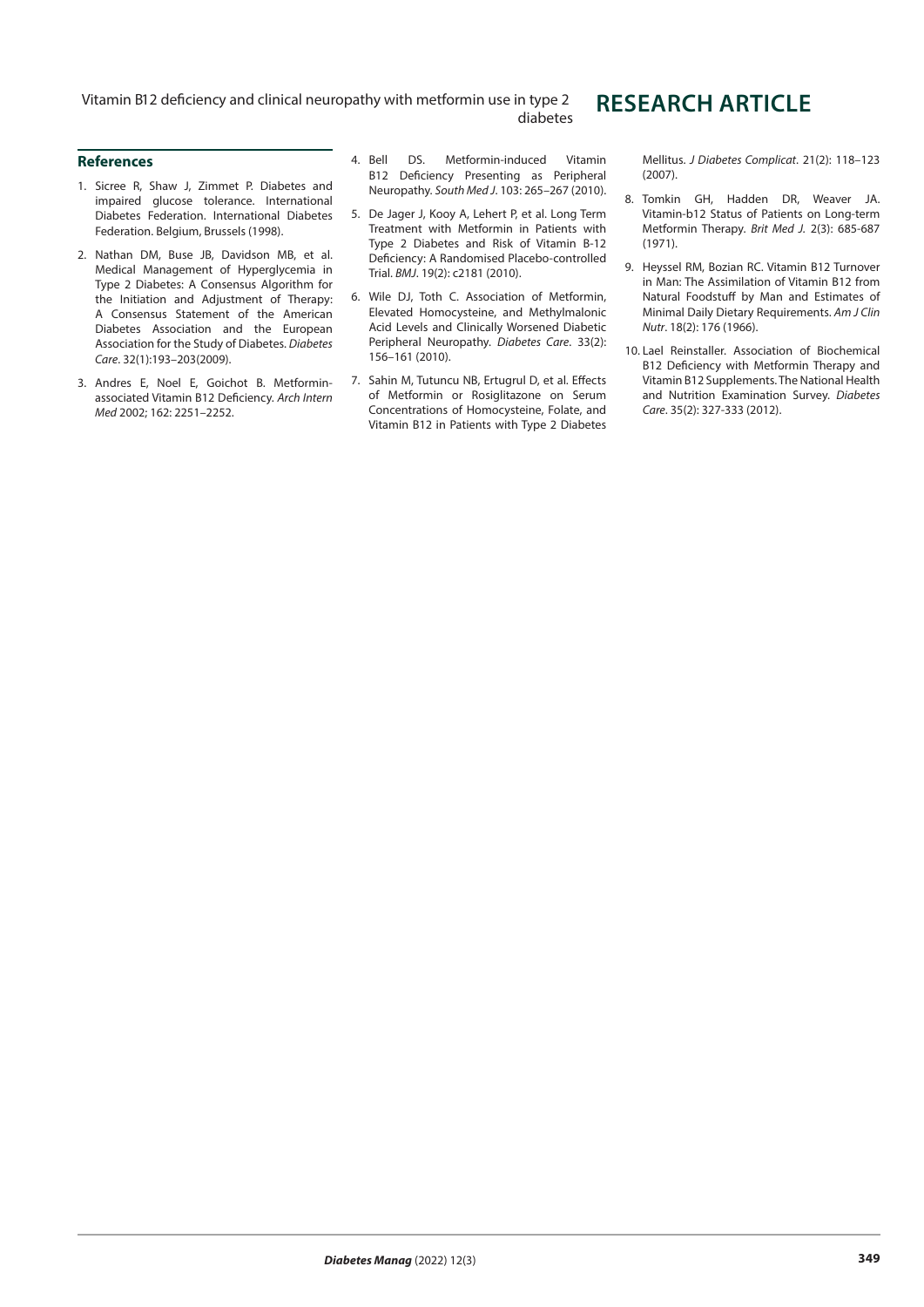## References

1. Sicree R, Shaw J, Zimmet P. Diabetes and impaired glucose tolerance. International Diabetes Federation. International Diabetes Federation. Belgium, Brussels (1998).

2. Nathan DM, Buse JB, Davidson MB, et al. Medical Management of Hyperglycemia in Type 2 Diabetes: A Consensus Algorithm for the Initiation and Adjustment of Therapy: A Consensus Statement of the American Diabetes Association and the European Association for the Study of Diabetes. *Diabetes Care*. 32(1):193–203(2009).

3. Andres E, Noel E, Goichot B. Metformin-associated Vitamin B12 Deficiency. *Arch Intern Med* 2002; 162: 2251–2252.

4. Bell DS. Metformin-induced Vitamin B12 Deficiency Presenting as Peripheral Neuropathy. *South Med J*. 103: 265–267 (2010).

5. De Jager J, Kooy A, Lehert P, et al. Long Term Treatment with Metformin in Patients with Type 2 Diabetes and Risk of Vitamin B-12 Deficiency: A Randomised Placebo-controlled Trial. *BMJ*. 19(2): c2181 (2010).

6. Wile DJ, Toth C. Association of Metformin, Elevated Homocysteine, and Methylmalonic Acid Levels and Clinically Worsened Diabetic Peripheral Neuropathy. *Diabetes Care*. 33(2): 156–161 (2010).

7. Sahin M, Tutuncu NB, Ertugrul D, et al. Effects of Metformin or Rosiglitazone on Serum Concentrations of Homocysteine, Folate, and Vitamin B12 in Patients with Type 2 Diabetes Mellitus. *J Diabetes Complicat*. 21(2): 118–123 (2007).

8. Tomkin GH, Hadden DR, Weaver JA. Vitamin-b12 Status of Patients on Long-term Metformin Therapy. *Brit Med J*. 2(3): 685-687 (1971).

9. Heyssel RM, Bozian RC. Vitamin B12 Turnover in Man: The Assimilation of Vitamin B12 from Natural Foodstuff by Man and Estimates of Minimal Daily Dietary Requirements. *Am J Clin Nutr*. 18(2): 176 (1966).

10. Lael Reinstaller. Association of Biochemical B12 Deficiency with Metformin Therapy and Vitamin B12 Supplements. The National Health and Nutrition Examination Survey. *Diabetes Care*. 35(2): 327-333 (2012).